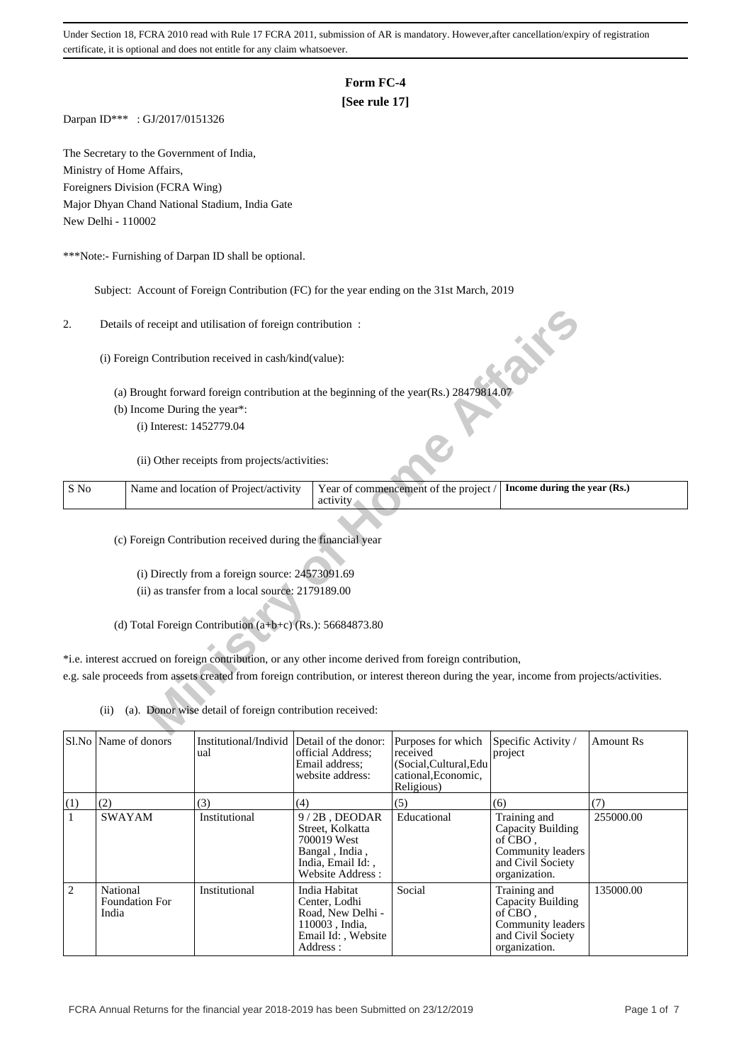Under Section 18, FCRA 2010 read with Rule 17 FCRA 2011, submission of AR is mandatory. However,after cancellation/expiry of registration certificate, it is optional and does not entitle for any claim whatsoever.

# Form FC-4

**[See rule 17]**

Darpan ID*** : GJ/2017/0151326

The Secretary to the Government of India,
Ministry of Home Affairs,
Foreigners Division (FCRA Wing)
Major Dhyan Chand National Stadium, India Gate
New Delhi - 110002

***Note:- Furnishing of Darpan ID shall be optional.

Subject: Account of Foreign Contribution (FC) for the year ending on the 31st March, 2019

2. Details of receipt and utilisation of foreign contribution :

(i) Foreign Contribution received in cash/kind(value):

(a) Brought forward foreign contribution at the beginning of the year(Rs.) 28479814.07

(b) Income During the year*:

(i) Interest: 1452779.04

(ii) Other receipts from projects/activities:

| S No | Name and location of Project/activity | Year of commencement of the project / activity | **Income during the year (Rs.)** |
|---|---|---|---|

(c) Foreign Contribution received during the financial year

(i) Directly from a foreign source: 24573091.69

(ii) as transfer from a local source: 2179189.00

(d) Total Foreign Contribution (a+b+c) (Rs.): 56684873.80

*i.e. interest accrued on foreign contribution, or any other income derived from foreign contribution, e.g. sale proceeds from assets created from foreign contribution, or interest thereon during the year, income from projects/activities.

(ii) (a). Donor wise detail of foreign contribution received:

| Sl.No | Name of donors | Institutional/Individual | Detail of the donor: official Address; Email address; website address: | Purposes for which received (Social,Cultural,Educational,Economic, Religious) | Specific Activity / project | Amount Rs |
|---|---|---|---|---|---|---|
| (1) | (2) | (3) | (4) | (5) | (6) | (7) |
| 1 | SWAYAM | Institutional | 9 / 2B , DEODAR Street, Kolkatta 700019 West Bangal , India , India, Email Id: , Website Address : | Educational | Training and Capacity Building of CBO , Community leaders and Civil Society organization. | 255000.00 |
| 2 | National Foundation For India | Institutional | India Habitat Center, Lodhi Road, New Delhi - 110003 , India, Email Id: , Website Address : | Social | Training and Capacity Building of CBO , Community leaders and Civil Society organization. | 135000.00 |

FCRA Annual Returns for the financial year 2018-2019 has been Submitted on 23/12/2019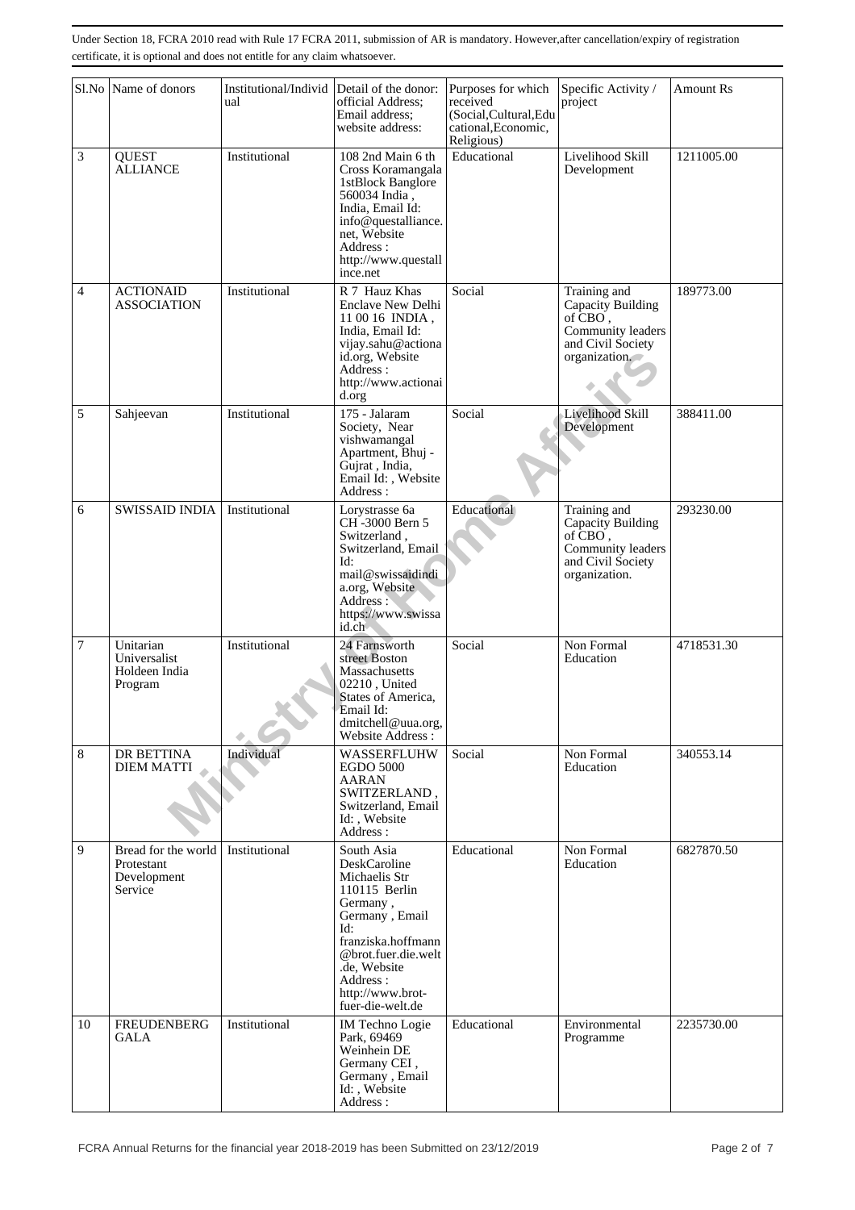Under Section 18, FCRA 2010 read with Rule 17 FCRA 2011, submission of AR is mandatory. However,after cancellation/expiry of registration certificate, it is optional and does not entitle for any claim whatsoever.

| Sl.No | Name of donors | Institutional/Individual | Detail of the donor: official Address; Email address; website address: | Purposes for which received (Social,Cultural,Educational,Economic, Religious) | Specific Activity / project | Amount Rs |
|---|---|---|---|---|---|---|
| 3 | QUEST ALLIANCE | Institutional | 108 2nd Main 6 th Cross Koramangala 1stBlock Banglore 560034 India , India, Email Id: info@questalliance.net, Website Address : http://www.questalliance.net | Educational | Livelihood Skill Development | 1211005.00 |
| 4 | ACTIONAID ASSOCIATION | Institutional | R 7 Hauz Khas Enclave New Delhi 11 00 16 INDIA , India, Email Id: vijay.sahu@actionaid.org, Website Address : http://www.actionaid.org | Social | Training and Capacity Building of CBO , Community leaders and Civil Society organization. | 189773.00 |
| 5 | Sahjeevan | Institutional | 175 - Jalaram Society, Near vishwamangal Apartment, Bhuj - Gujrat , India, Email Id: , Website Address : | Social | Livelihood Skill Development | 388411.00 |
| 6 | SWISSAID INDIA | Institutional | Lorystrasse 6a CH -3000 Bern 5 Switzerland , Switzerland, Email Id: mail@swissaidindia.org, Website Address : https://www.swissaid.ch | Educational | Training and Capacity Building of CBO , Community leaders and Civil Society organization. | 293230.00 |
| 7 | Unitarian Universalist Holdeen India Program | Institutional | 24 Farnsworth street Boston Massachusetts 02210 , United States of America, Email Id: dmitchell@uua.org, Website Address : | Social | Non Formal Education | 4718531.30 |
| 8 | DR BETTINA DIEM MATTI | Individual | WASSERFLUHW EGDO 5000 AARAN SWITZERLAND , Switzerland, Email Id: , Website Address : | Social | Non Formal Education | 340553.14 |
| 9 | Bread for the world Protestant Development Service | Institutional | South Asia DeskCaroline Michaelis Str 110115 Berlin Germany , Germany , Email Id: franziska.hoffmann@brot.fuer.die.welt.de, Website Address : http://www.brot-fuer-die-welt.de | Educational | Non Formal Education | 6827870.50 |
| 10 | FREUDENBERG GALA | Institutional | IM Techno Logie Park, 69469 Weinhein DE Germany CEI , Germany , Email Id: , Website Address : | Educational | Environmental Programme | 2235730.00 |

FCRA Annual Returns for the financial year 2018-2019 has been Submitted on 23/12/2019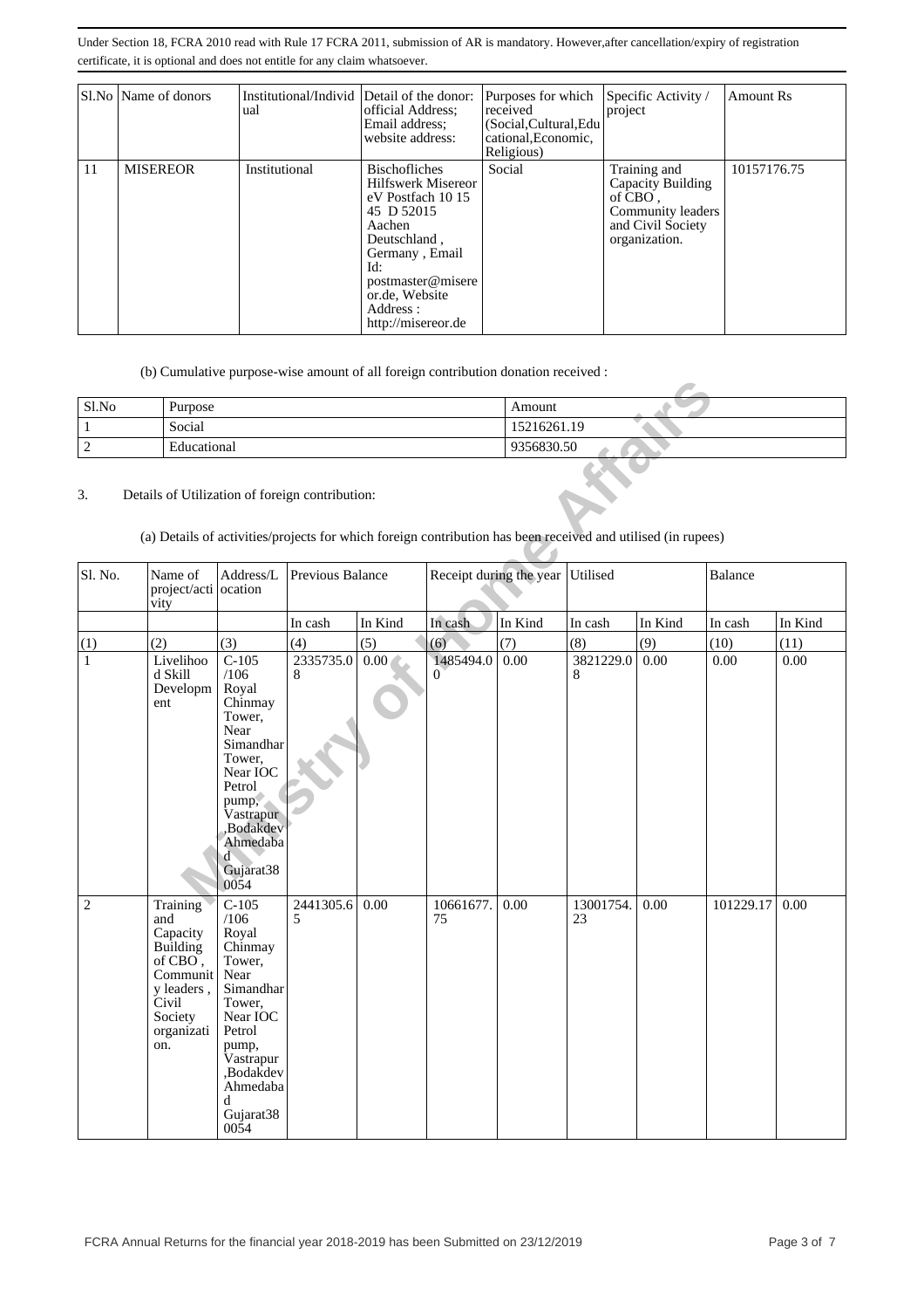Under Section 18, FCRA 2010 read with Rule 17 FCRA 2011, submission of AR is mandatory. However,after cancellation/expiry of registration certificate, it is optional and does not entitle for any claim whatsoever.

| Sl.No | Name of donors | Institutional/Individual | Detail of the donor: official Address; Email address; website address: | Purposes for which received (Social,Cultural,Educational,Economic, Religious) | Specific Activity / project | Amount Rs |
|---|---|---|---|---|---|---|
| 11 | MISEREOR | Institutional | Bischofliches Hilfswerk Misereor eV Postfach 10 15 45 D 52015 Aachen Deutschland , Germany , Email Id: postmaster@misereor.de, Website Address : http://misereor.de | Social | Training and Capacity Building of CBO , Community leaders and Civil Society organization. | 10157176.75 |

(b) Cumulative purpose-wise amount of all foreign contribution donation received :

| Sl.No | Purpose | Amount |
|---|---|---|
| 1 | Social | 15216261.19 |
| 2 | Educational | 9356830.50 |

3. Details of Utilization of foreign contribution:

(a) Details of activities/projects for which foreign contribution has been received and utilised (in rupees)

| Sl. No. | Name of project/activity | Address/Location | Previous Balance | | Receipt during the year | | Utilised | | Balance | |
|---|---|---|---|---|---|---|---|---|---|---|
| | | | In cash | In Kind | In cash | In Kind | In cash | In Kind | In cash | In Kind |
| (1) | (2) | (3) | (4) | (5) | (6) | (7) | (8) | (9) | (10) | (11) |
| 1 | Livelihood Skill Development | C-105 /106 Royal Chinmay Tower, Near Simandhar Tower, Near IOC Petrol pump, Vastrapur ,Bodakdev Ahmedabad Gujarat380054 | 2335735.08 | 0.00 | 1485494.00 | 0.00 | 3821229.08 | 0.00 | 0.00 | 0.00 |
| 2 | Training and Capacity Building of CBO , Community leaders , Civil Society organization. | C-105 /106 Royal Chinmay Tower, Near Simandhar Tower, Near IOC Petrol pump, Vastrapur ,Bodakdev Ahmedabad Gujarat380054 | 2441305.65 | 0.00 | 10661677.75 | 0.00 | 13001754.23 | 0.00 | 101229.17 | 0.00 |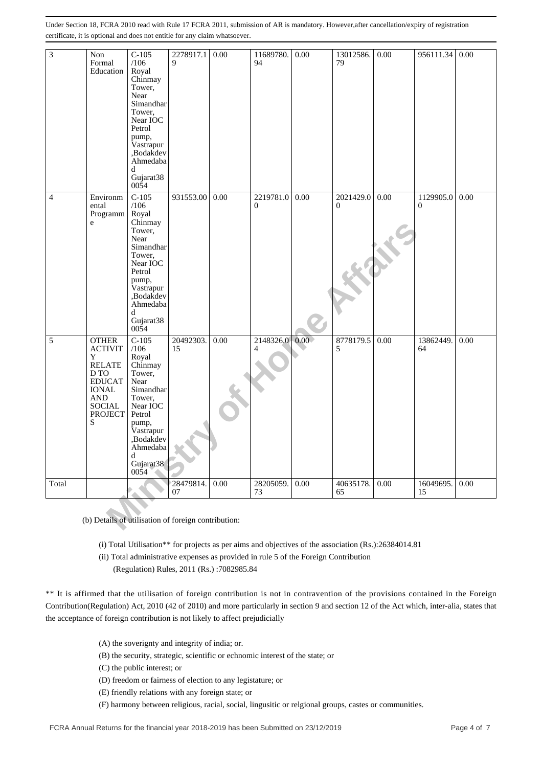Under Section 18, FCRA 2010 read with Rule 17 FCRA 2011, submission of AR is mandatory. However,after cancellation/expiry of registration certificate, it is optional and does not entitle for any claim whatsoever.

| | | | | | | | | | | |
|---|---|---|---|---|---|---|---|---|---|---|
| 3 | Non Formal Education | C-105 /106 Royal Chinmay Tower, Near Simandhar Tower, Near IOC Petrol pump, Vastrapur ,Bodakdev Ahmedabad Gujarat380054 | 2278917.19 | 0.00 | 11689780.94 | 0.00 | 13012586.79 | 0.00 | 956111.34 | 0.00 |
| 4 | Environmental Programme | C-105 /106 Royal Chinmay Tower, Near Simandhar Tower, Near IOC Petrol pump, Vastrapur ,Bodakdev Ahmedabad Gujarat380054 | 931553.00 | 0.00 | 2219781.00 | 0.00 | 2021429.00 | 0.00 | 1129905.00 | 0.00 |
| 5 | OTHER ACTIVITY RELATED TO EDUCATIONAL AND SOCIAL PROJECTS | C-105 /106 Royal Chinmay Tower, Near Simandhar Tower, Near IOC Petrol pump, Vastrapur ,Bodakdev Ahmedabad Gujarat380054 | 20492303.15 | 0.00 | 2148326.04 | 0.00 | 8778179.55 | 0.00 | 13862449.64 | 0.00 |
| Total | | | 28479814.07 | 0.00 | 28205059.73 | 0.00 | 40635178.65 | 0.00 | 16049695.15 | 0.00 |

(b) Details of utilisation of foreign contribution:

(i) Total Utilisation** for projects as per aims and objectives of the association (Rs.):26384014.81

(ii) Total administrative expenses as provided in rule 5 of the Foreign Contribution (Regulation) Rules, 2011 (Rs.) :7082985.84

** It is affirmed that the utilisation of foreign contribution is not in contravention of the provisions contained in the Foreign Contribution(Regulation) Act, 2010 (42 of 2010) and more particularly in section 9 and section 12 of the Act which, inter-alia, states that the acceptance of foreign contribution is not likely to affect prejudicially

(A) the soverignty and integrity of india; or.

(B) the security, strategic, scientific or echnomic interest of the state; or

(C) the public interest; or

(D) freedom or fairness of election to any legistature; or

(E) friendly relations with any foreign state; or

(F) harmony between religious, racial, social, lingusitic or relgional groups, castes or communities.

FCRA Annual Returns for the financial year 2018-2019 has been Submitted on 23/12/2019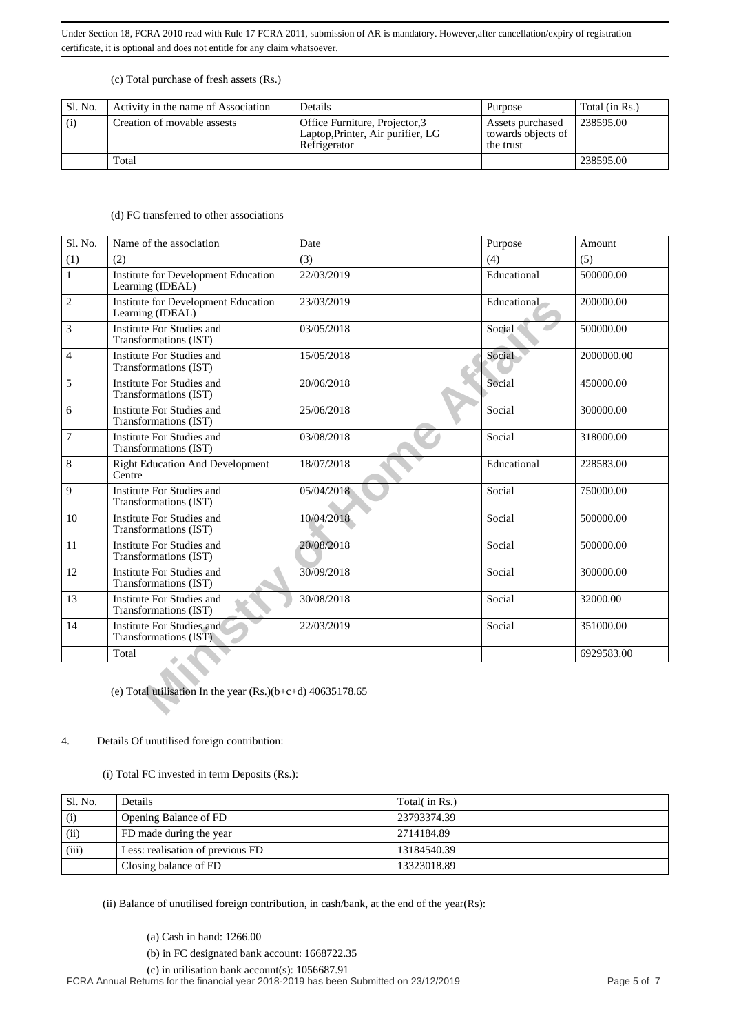Under Section 18, FCRA 2010 read with Rule 17 FCRA 2011, submission of AR is mandatory. However,after cancellation/expiry of registration certificate, it is optional and does not entitle for any claim whatsoever.

(c) Total purchase of fresh assets (Rs.)

| Sl. No. | Activity in the name of Association | Details | Purpose | Total (in Rs.) |
|---|---|---|---|---|
| (i) | Creation of movable assests | Office Furniture, Projector,3 Laptop,Printer, Air purifier, LG Refrigerator | Assets purchased towards objects of the trust | 238595.00 |
| | Total | | | 238595.00 |

(d) FC transferred to other associations

| Sl. No. | Name of the association | Date | Purpose | Amount |
|---|---|---|---|---|
| (1) | (2) | (3) | (4) | (5) |
| 1 | Institute for Development Education Learning (IDEAL) | 22/03/2019 | Educational | 500000.00 |
| 2 | Institute for Development Education Learning (IDEAL) | 23/03/2019 | Educational | 200000.00 |
| 3 | Institute For Studies and Transformations (IST) | 03/05/2018 | Social | 500000.00 |
| 4 | Institute For Studies and Transformations (IST) | 15/05/2018 | Social | 2000000.00 |
| 5 | Institute For Studies and Transformations (IST) | 20/06/2018 | Social | 450000.00 |
| 6 | Institute For Studies and Transformations (IST) | 25/06/2018 | Social | 300000.00 |
| 7 | Institute For Studies and Transformations (IST) | 03/08/2018 | Social | 318000.00 |
| 8 | Right Education And Development Centre | 18/07/2018 | Educational | 228583.00 |
| 9 | Institute For Studies and Transformations (IST) | 05/04/2018 | Social | 750000.00 |
| 10 | Institute For Studies and Transformations (IST) | 10/04/2018 | Social | 500000.00 |
| 11 | Institute For Studies and Transformations (IST) | 20/08/2018 | Social | 500000.00 |
| 12 | Institute For Studies and Transformations (IST) | 30/09/2018 | Social | 300000.00 |
| 13 | Institute For Studies and Transformations (IST) | 30/08/2018 | Social | 32000.00 |
| 14 | Institute For Studies and Transformations (IST) | 22/03/2019 | Social | 351000.00 |
| | Total | | | 6929583.00 |

(e) Total utilisation In the year (Rs.)(b+c+d) 40635178.65

4. Details Of unutilised foreign contribution:

(i) Total FC invested in term Deposits (Rs.):

| Sl. No. | Details | Total( in Rs.) |
|---|---|---|
| (i) | Opening Balance of FD | 23793374.39 |
| (ii) | FD made during the year | 2714184.89 |
| (iii) | Less: realisation of previous FD | 13184540.39 |
| | Closing balance of FD | 13323018.89 |

(ii) Balance of unutilised foreign contribution, in cash/bank, at the end of the year(Rs):

(a) Cash in hand: 1266.00

(b) in FC designated bank account: 1668722.35

(c) in utilisation bank account(s): 1056687.91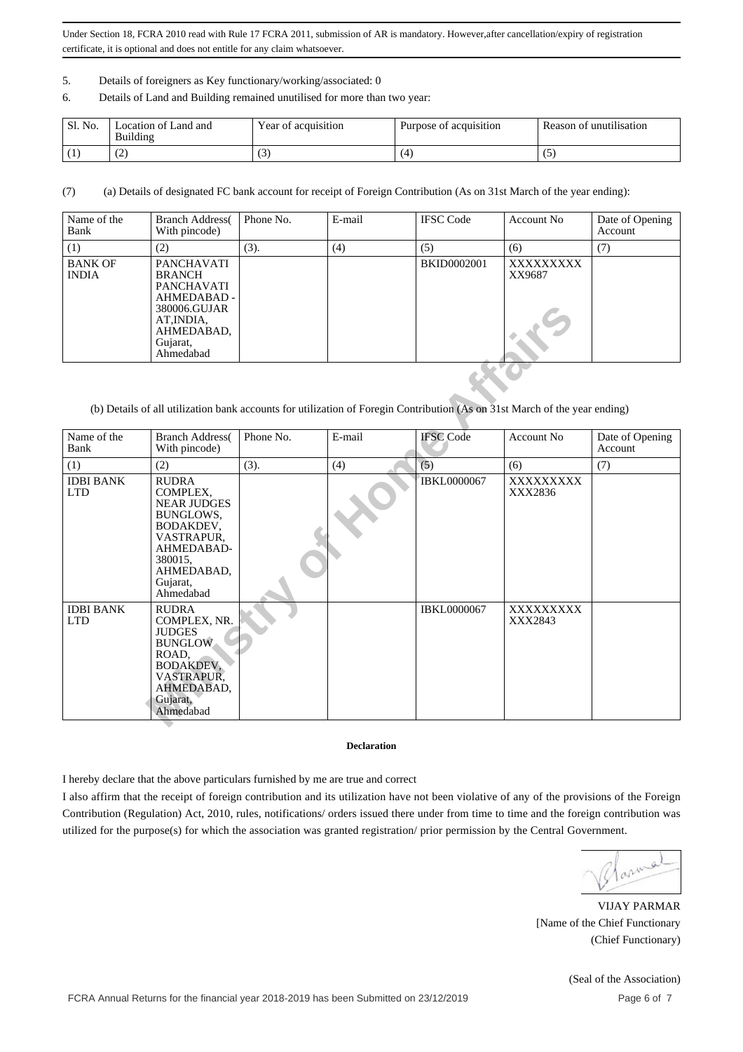Under Section 18, FCRA 2010 read with Rule 17 FCRA 2011, submission of AR is mandatory. However,after cancellation/expiry of registration certificate, it is optional and does not entitle for any claim whatsoever.

5. Details of foreigners as Key functionary/working/associated: 0

6. Details of Land and Building remained unutilised for more than two year:

| Sl. No. | Location of Land and Building | Year of acquisition | Purpose of acquisition | Reason of unutilisation |
|---|---|---|---|---|
| (1) | (2) | (3) | (4) | (5) |

(7) (a) Details of designated FC bank account for receipt of Foreign Contribution (As on 31st March of the year ending):

| Name of the Bank | Branch Address( With pincode) | Phone No. | E-mail | IFSC Code | Account No | Date of Opening Account |
|---|---|---|---|---|---|---|
| (1) | (2) | (3). | (4) | (5) | (6) | (7) |
| BANK OF INDIA | PANCHAVATI BRANCH PANCHAVATI AHMEDABAD - 380006.GUJARAT,INDIA, AHMEDABAD, Gujarat, Ahmedabad | | | BKID0002001 | XXXXXXXXXX9687 | |

(b) Details of all utilization bank accounts for utilization of Foregin Contribution (As on 31st March of the year ending)

| Name of the Bank | Branch Address( With pincode) | Phone No. | E-mail | IFSC Code | Account No | Date of Opening Account |
|---|---|---|---|---|---|---|
| (1) | (2) | (3). | (4) | (5) | (6) | (7) |
| IDBI BANK LTD | RUDRA COMPLEX, NEAR JUDGES BUNGLOWS, BODAKDEV, VASTRAPUR, AHMEDABAD-380015, AHMEDABAD, Gujarat, Ahmedabad | | | IBKL0000067 | XXXXXXXXXXX2836 | |
| IDBI BANK LTD | RUDRA COMPLEX, NR. JUDGES BUNGLOW ROAD, BODAKDEV, VASTRAPUR, AHMEDABAD, Gujarat, Ahmedabad | | | IBKL0000067 | XXXXXXXXXXX2843 | |

**Declaration**

I hereby declare that the above particulars furnished by me are true and correct

I also affirm that the receipt of foreign contribution and its utilization have not been violative of any of the provisions of the Foreign Contribution (Regulation) Act, 2010, rules, notifications/ orders issued there under from time to time and the foreign contribution was utilized for the purpose(s) for which the association was granted registration/ prior permission by the Central Government.

VIJAY PARMAR
[Name of the Chief Functionary
(Chief Functionary)

(Seal of the Association)

FCRA Annual Returns for the financial year 2018-2019 has been Submitted on 23/12/2019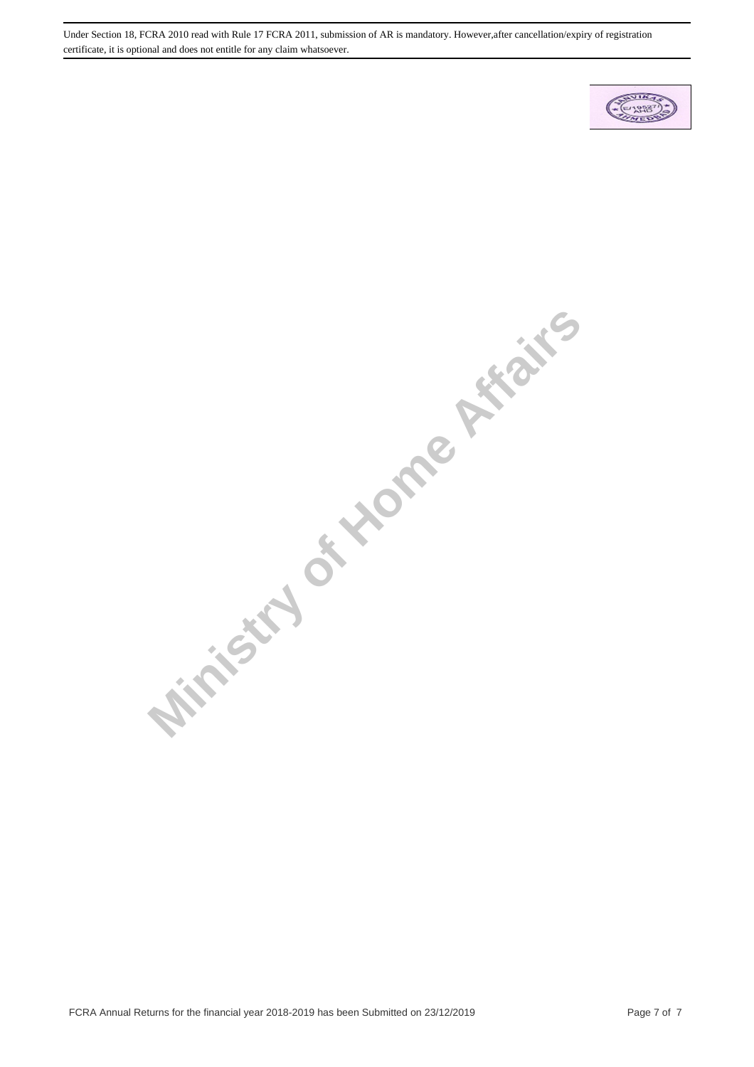Under Section 18, FCRA 2010 read with Rule 17 FCRA 2011, submission of AR is mandatory. However,after cancellation/expiry of registration certificate, it is optional and does not entitle for any claim whatsoever.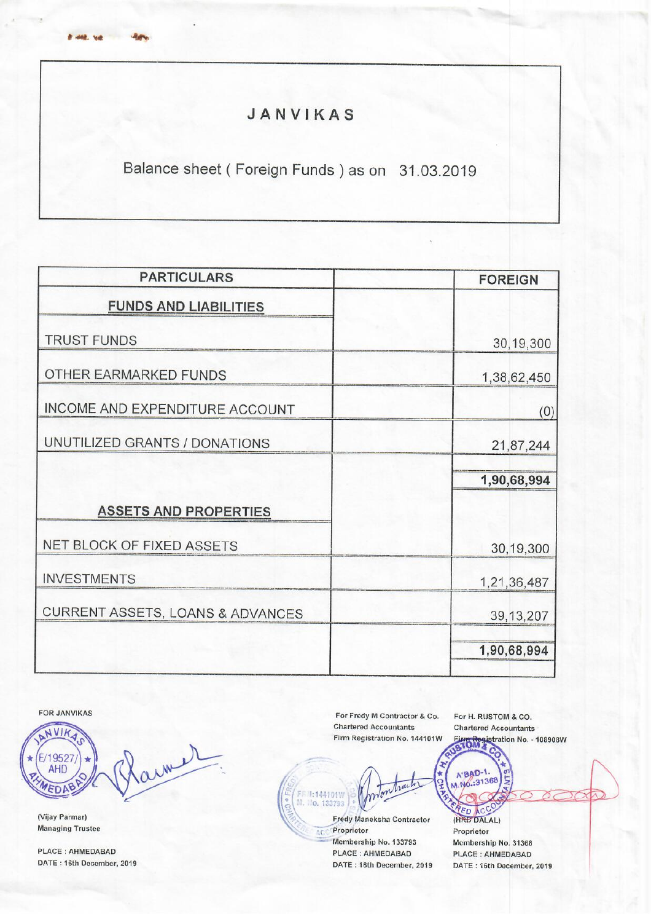# JANVIKAS

## Balance sheet ( Foreign Funds ) as on 31.03.2019

| PARTICULARS | | FOREIGN |
|---|---|---|
| **FUNDS AND LIABILITIES** | | |
| TRUST FUNDS | | 30,19,300 |
| OTHER EARMARKED FUNDS | | 1,38,62,450 |
| INCOME AND EXPENDITURE ACCOUNT | | (0) |
| UNUTILIZED GRANTS / DONATIONS | | 21,87,244 |
| | | **1,90,68,994** |
| **ASSETS AND PROPERTIES** | | |
| NET BLOCK OF FIXED ASSETS | | 30,19,300 |
| INVESTMENTS | | 1,21,36,487 |
| CURRENT ASSETS, LOANS & ADVANCES | | 39,13,207 |
| | | **1,90,68,994** |

FOR JANVIKAS

(Vijay Parmar)
Managing Trustee

PLACE : AHMEDABAD
DATE : 16th December, 2019

For Fredy M Contractor & Co.
Chartered Accountants
Firm Registration No. 144101W

Fredy Maneksha Contractor
Proprietor
Membership No. 133793
PLACE : AHMEDABAD
DATE : 16th December, 2019

For H. RUSTOM & CO.
Chartered Accountants
Firm Registration No. - 108908W

(HRD DALAL)
Proprietor
Membership No. 31368
PLACE : AHMEDABAD
DATE : 16th December, 2019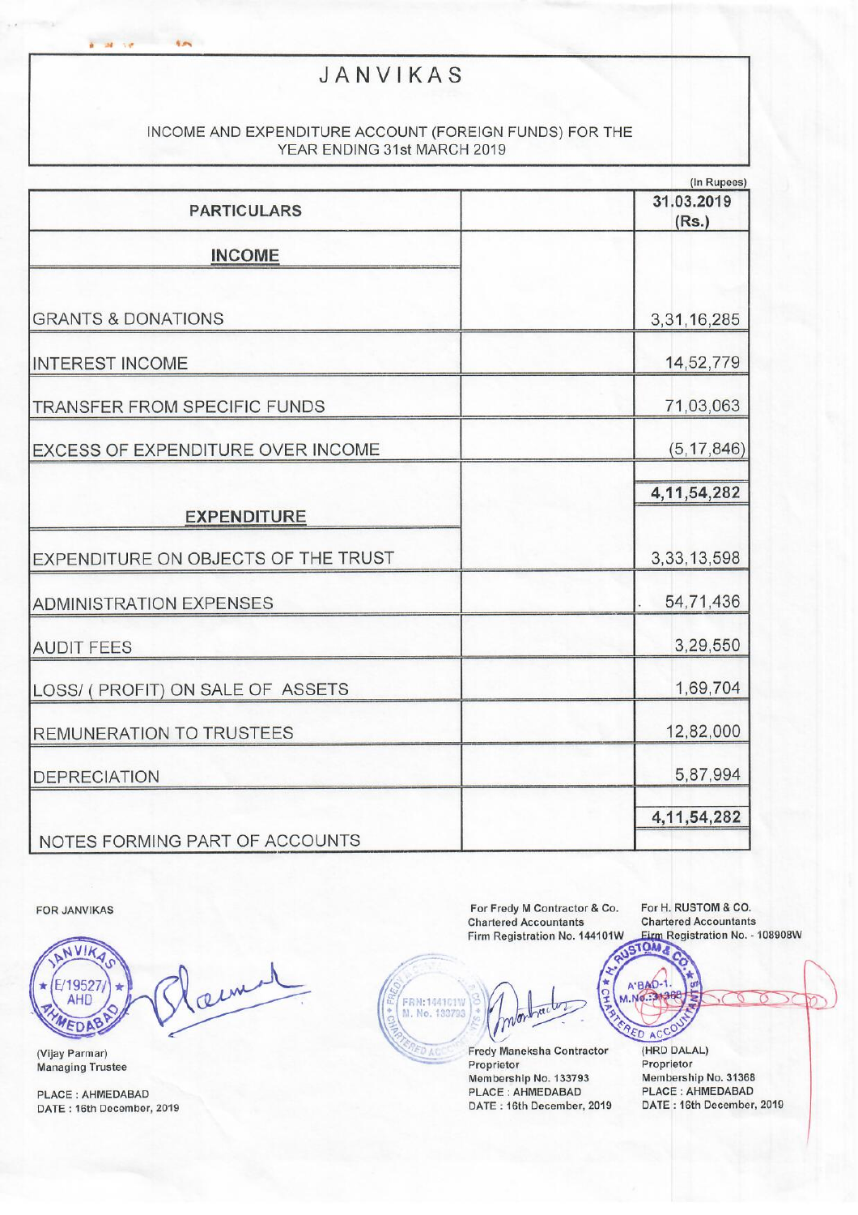# JANVIKAS

INCOME AND EXPENDITURE ACCOUNT (FOREIGN FUNDS) FOR THE YEAR ENDING 31st MARCH 2019

(In Rupees)

| PARTICULARS | | 31.03.2019 (Rs.) |
|---|---|---|
| **INCOME** | | |
| GRANTS & DONATIONS | | 3,31,16,285 |
| INTEREST INCOME | | 14,52,779 |
| TRANSFER FROM SPECIFIC FUNDS | | 71,03,063 |
| EXCESS OF EXPENDITURE OVER INCOME | | (5,17,846) |
| | | **4,11,54,282** |
| **EXPENDITURE** | | |
| EXPENDITURE ON OBJECTS OF THE TRUST | | 3,33,13,598 |
| ADMINISTRATION EXPENSES | | 54,71,436 |
| AUDIT FEES | | 3,29,550 |
| LOSS/ ( PROFIT) ON SALE OF ASSETS | | 1,69,704 |
| REMUNERATION TO TRUSTEES | | 12,82,000 |
| DEPRECIATION | | 5,87,994 |
| | | **4,11,54,282** |
| NOTES FORMING PART OF ACCOUNTS | | |

FOR JANVIKAS

(Vijay Parmar)
Managing Trustee

PLACE : AHMEDABAD
DATE : 16th December, 2019

For Fredy M Contractor & Co.
Chartered Accountants
Firm Registration No. 144101W

Fredy Maneksha Contractor
Proprietor
Membership No. 133793
PLACE : AHMEDABAD
DATE : 16th December, 2019

For H. RUSTOM & CO.
Chartered Accountants
Firm Registration No. - 108908W

(HRD DALAL)
Proprietor
Membership No. 31368
PLACE : AHMEDABAD
DATE : 16th December, 2019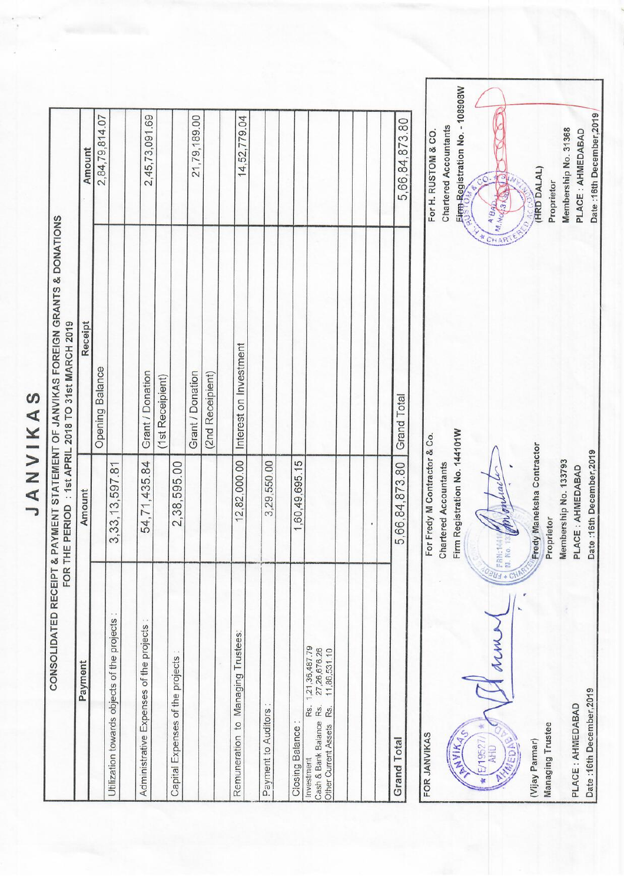# JANVIKAS

## CONSOLIDATED RECEIPT & PAYMENT STATEMENT OF JANVIKAS FOREIGN GRANTS & DONATIONS
### FOR THE PERIOD : 1st APRIL 2018 TO 31st MARCH 2019

| Payment | Amount | Receipt | Amount |
|---|---|---|---|
| Utilization towards objects of the projects : | 3,33,13,597.81 | Opening Balance | 2,84,79,814.07 |
| Administrative Expenses of the projects : | 54,71,435.84 | Grant / Donation (1st Receipient) | 2,45,73,091.69 |
| Capital Expenses of the projects : | 2,38,595.00 | | |
| | | Grant / Donation (2nd Receipient) | 21,79,189.00 |
| Remuneration to Managing Trustees: | 12,82,000.00 | Interest on Investment | 14,52,779.04 |
| Payment to Auditors : | 3,29,550.00 | | |
| Closing Balance :<br>Investment Rs. 1,21,36,487.79<br>Cash & Bank Balance Rs. 27,26,676.26<br>Other Current Assets Rs. 11,86,531.10 | 1,60,49,695.15 | | |
| **Grand Total** | 5,66,84,873.80 | Grand Total | 5,66,84,873.80 |

FOR JANVIKAS

(Vijay Parmar)
Managing Trustee

PLACE : AHMEDABAD
Date :16th December,2019

For Fredy M Contractor & Co.
Chartered Accountants
Firm Registration No. 144101W

Fredy Maneksha Contractor
Proprietor
Membership No. 133793
PLACE : AHMEDABAD
Date :16th December,2019

For H. RUSTOM & CO.
Chartered Accountants
Firm Registration No. - 108908W

(HRD DALAL)
Proprietor
Membership No. 31368
PLACE : AHMEDABAD
Date :16th December,2019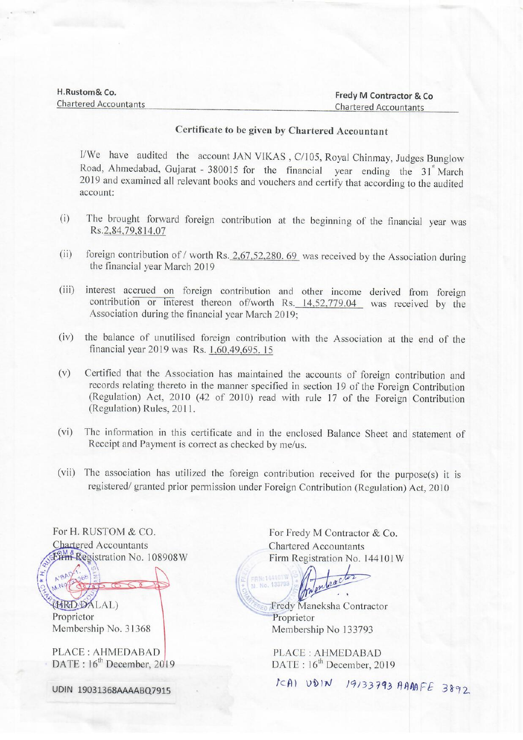H.Rustom& Co.
Chartered Accountants

Fredy M Contractor & Co
Chartered Accountants

## Certificate to be given by Chartered Accountant

I/We have audited the account JAN VIKAS , C/105, Royal Chinmay, Judges Bunglow Road, Ahmedabad, Gujarat - 380015 for the financial year ending the 31st March 2019 and examined all relevant books and vouchers and certify that according to the audited account:

(i) The brought forward foreign contribution at the beginning of the financial year was Rs.2,84,79,814.07

(ii) foreign contribution of / worth Rs. 2,67,52,280. 69 was received by the Association during the financial year March 2019

(iii) interest accrued on foreign contribution and other income derived from foreign contribution or interest thereon of/worth Rs. 14,52,779.04 was received by the Association during the financial year March 2019;

(iv) the balance of unutilised foreign contribution with the Association at the end of the financial year 2019 was Rs. 1,60,49,695. 15

(v) Certified that the Association has maintained the accounts of foreign contribution and records relating thereto in the manner specified in section 19 of the Foreign Contribution (Regulation) Act, 2010 (42 of 2010) read with rule 17 of the Foreign Contribution (Regulation) Rules, 2011.

(vi) The information in this certificate and in the enclosed Balance Sheet and statement of Receipt and Payment is correct as checked by me/us.

(vii) The association has utilized the foreign contribution received for the purpose(s) it is registered/ granted prior permission under Foreign Contribution (Regulation) Act, 2010

For H. RUSTOM & CO.
Chartered Accountants
Firm Registration No. 108908W

(HRD DALAL)
Proprietor
Membership No. 31368

PLACE : AHMEDABAD
DATE : 16th December, 2019

UDIN 19031368AAAABQ7915

For Fredy M Contractor & Co.
Chartered Accountants
Firm Registration No. 144101W

Fredy Maneksha Contractor
Proprietor
Membership No 133793

PLACE : AHMEDABAD
DATE : 16th December, 2019

ICAI UDIN 19133793 AAAAFE 3892